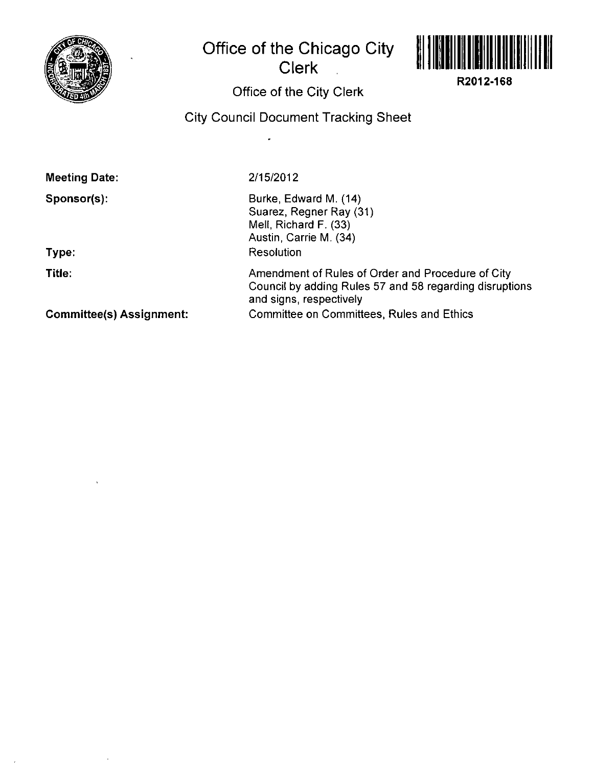# Office of the Chicago City Clerk

**R2012-168**

## Office of the City Clerk

## City Council Document Tracking Sheet

**Meeting Date:** 2/15/2012

**Sponsor(s):**
Burke, Edward M. (14)
Suarez, Regner Ray (31)
Mell, Richard F. (33)
Austin, Carrie M. (34)

**Type:** Resolution

**Title:** Amendment of Rules of Order and Procedure of City Council by adding Rules 57 and 58 regarding disruptions and signs, respectively

**Committee(s) Assignment:** Committee on Committees, Rules and Ethics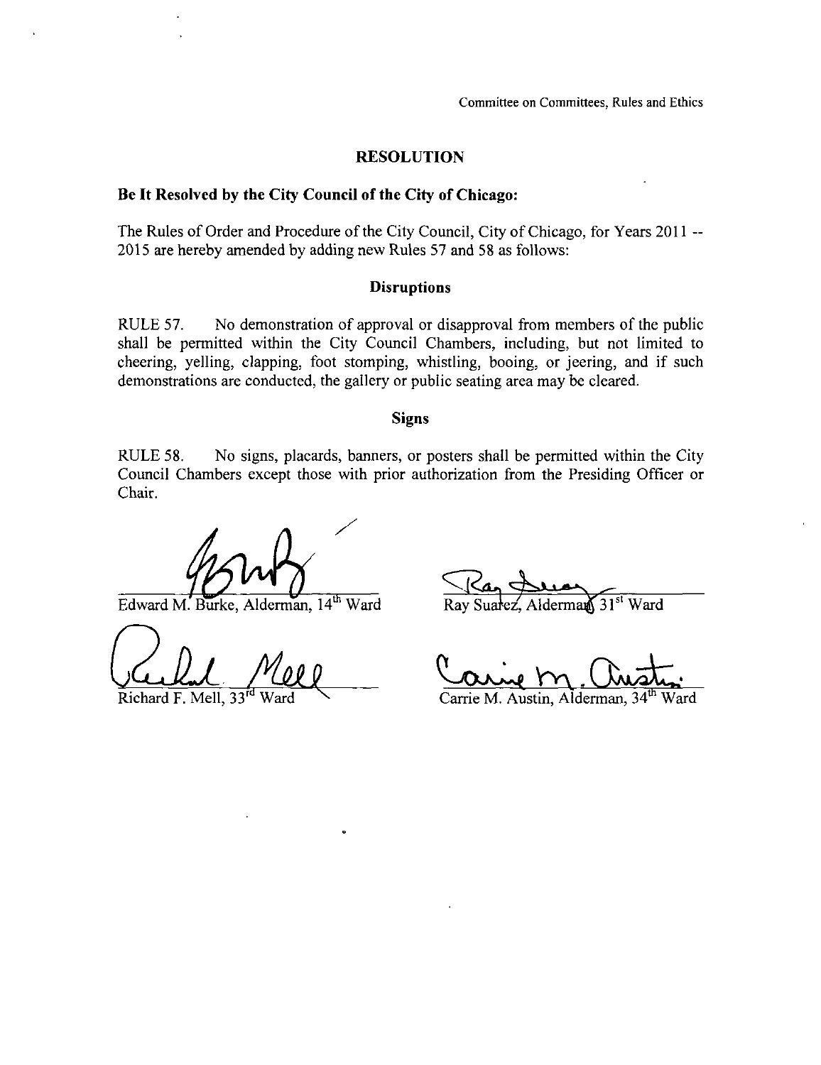Committee on Committees, Rules and Ethics

# RESOLUTION

**Be It Resolved by the City Council of the City of Chicago:**

The Rules of Order and Procedure of the City Council, City of Chicago, for Years 2011 -- 2015 are hereby amended by adding new Rules 57 and 58 as follows:

## Disruptions

RULE 57. No demonstration of approval or disapproval from members of the public shall be permitted within the City Council Chambers, including, but not limited to cheering, yelling, clapping, foot stomping, whistling, booing, or jeering, and if such demonstrations are conducted, the gallery or public seating area may be cleared.

## Signs

RULE 58. No signs, placards, banners, or posters shall be permitted within the City Council Chambers except those with prior authorization from the Presiding Officer or Chair.

Edward M. Burke, Alderman, 14th Ward

Ray Suarez, Alderman, 31st Ward

Richard F. Mell, 33rd Ward

Carrie M. Austin, Alderman, 34th Ward